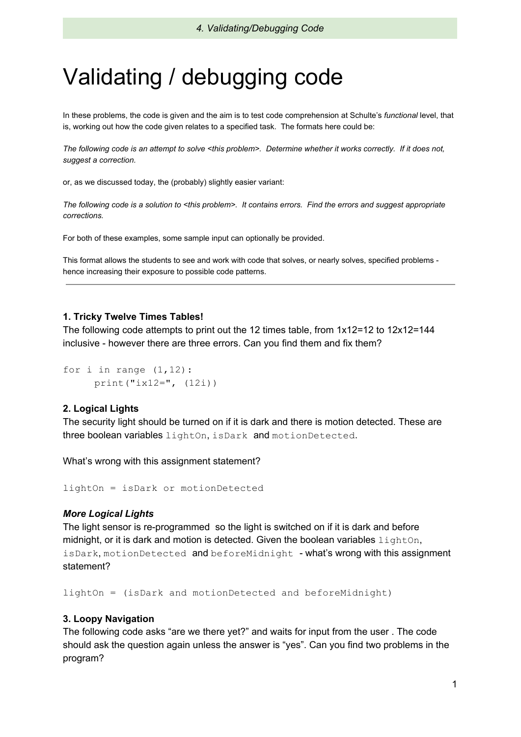# Validating / debugging code

In these problems, the code is given and the aim is to test code comprehension at Schulte's *functional* level, that is, working out how the code given relates to a specified task. The formats here could be:

*The following code is an attempt to solve <this problem>. Determine whether it works correctly. If it does not, suggest a correction.*

or, as we discussed today, the (probably) slightly easier variant:

*The following code is a solution to <this problem>. It contains errors. Find the errors and suggest appropriate corrections.*

For both of these examples, some sample input can optionally be provided.

This format allows the students to see and work with code that solves, or nearly solves, specified problems - hence increasing their exposure to possible code patterns.

---

**1. Tricky Twelve Times Tables!**

The following code attempts to print out the 12 times table, from 1x12=12 to 12x12=144 inclusive - however there are three errors. Can you find them and fix them?

```
for i in range (1,12):
     print("ix12=", (12i))
```

**2. Logical Lights**

The security light should be turned on if it is dark and there is motion detected. These are three boolean variables `lightOn`, `isDark` and `motionDetected`.

What's wrong with this assignment statement?

```
lightOn = isDark or motionDetected
```

***More Logical Lights***

The light sensor is re-programmed so the light is switched on if it is dark and before midnight, or it is dark and motion is detected. Given the boolean variables `lightOn`, `isDark`, `motionDetected` and `beforeMidnight` - what's wrong with this assignment statement?

```
lightOn = (isDark and motionDetected and beforeMidnight)
```

**3. Loopy Navigation**

The following code asks "are we there yet?" and waits for input from the user . The code should ask the question again unless the answer is "yes". Can you find two problems in the program?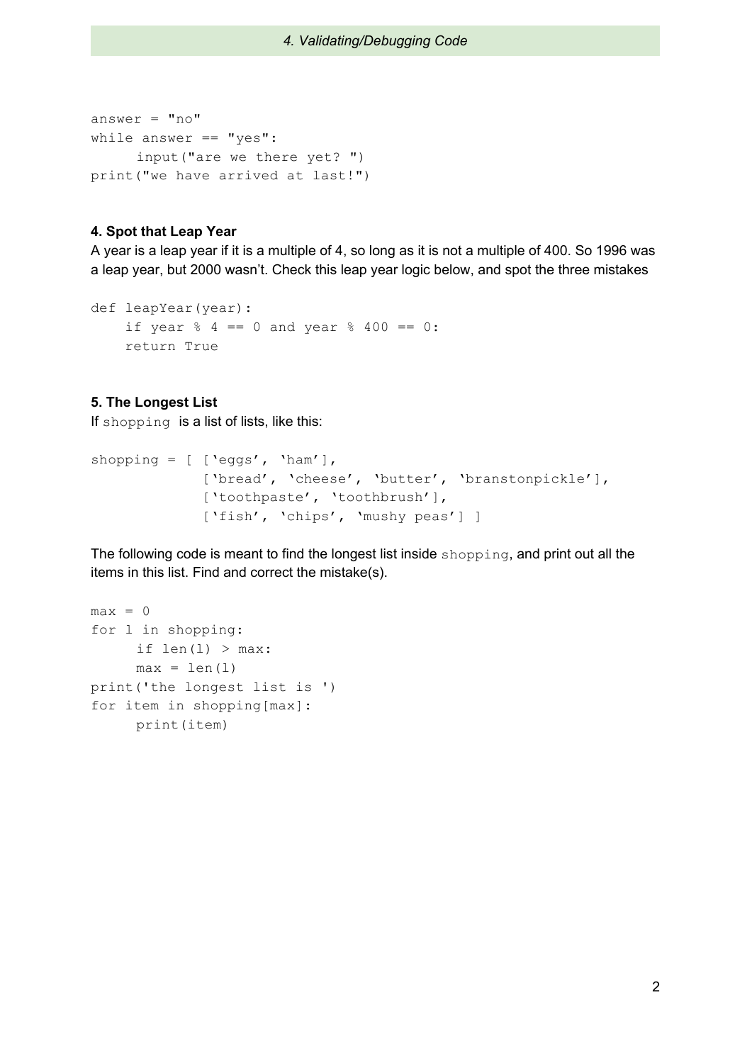```
answer = "no"
while answer == "yes":
     input("are we there yet? ")
print("we have arrived at last!")
```

**4. Spot that Leap Year**

A year is a leap year if it is a multiple of 4, so long as it is not a multiple of 400. So 1996 was a leap year, but 2000 wasn't. Check this leap year logic below, and spot the three mistakes

```
def leapYear(year):
    if year % 4 == 0 and year % 400 == 0:
    return True
```

**5. The Longest List**

If `shopping` is a list of lists, like this:

```
shopping = [ ['eggs', 'ham'],
             ['bread', 'cheese', 'butter', 'branstonpickle'],
             ['toothpaste', 'toothbrush'],
             ['fish', 'chips', 'mushy peas'] ]
```

The following code is meant to find the longest list inside `shopping`, and print out all the items in this list. Find and correct the mistake(s).

```
max = 0
for l in shopping:
     if len(l) > max:
     max = len(l)
print('the longest list is ')
for item in shopping[max]:
     print(item)
```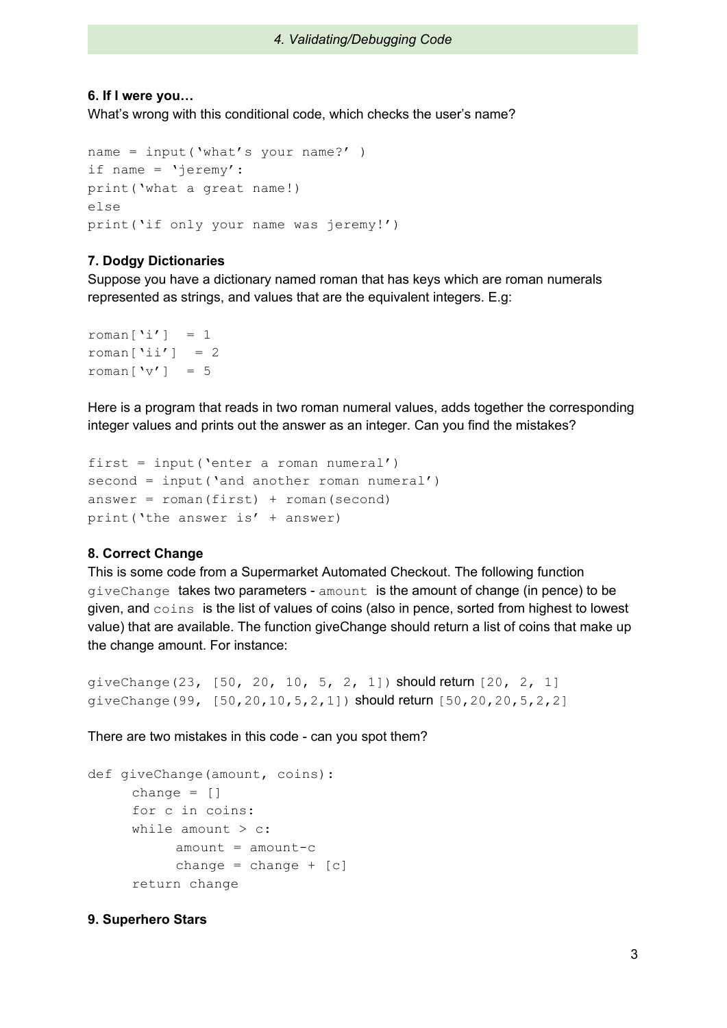*4. Validating/Debugging Code*

**6. If I were you…**

What's wrong with this conditional code, which checks the user's name?

```
name = input('what's your name?' )
if name = 'jeremy':
print('what a great name!)
else
print('if only your name was jeremy!')
```

**7. Dodgy Dictionaries**

Suppose you have a dictionary named roman that has keys which are roman numerals represented as strings, and values that are the equivalent integers. E.g:

```
roman['i']  = 1
roman['ii']  = 2
roman['v']  = 5
```

Here is a program that reads in two roman numeral values, adds together the corresponding integer values and prints out the answer as an integer. Can you find the mistakes?

```
first = input('enter a roman numeral')
second = input('and another roman numeral')
answer = roman(first) + roman(second)
print('the answer is' + answer)
```

**8. Correct Change**

This is some code from a Supermarket Automated Checkout. The following function `giveChange` takes two parameters - `amount` is the amount of change (in pence) to be given, and `coins` is the list of values of coins (also in pence, sorted from highest to lowest value) that are available. The function giveChange should return a list of coins that make up the change amount. For instance:

`giveChange(23, [50, 20, 10, 5, 2, 1])` should return `[20, 2, 1]`
`giveChange(99, [50,20,10,5,2,1])` should return `[50,20,20,5,2,2]`

There are two mistakes in this code - can you spot them?

```
def giveChange(amount, coins):
     change = []
     for c in coins:
     while amount > c:
          amount = amount-c
          change = change + [c]
     return change
```

**9. Superhero Stars**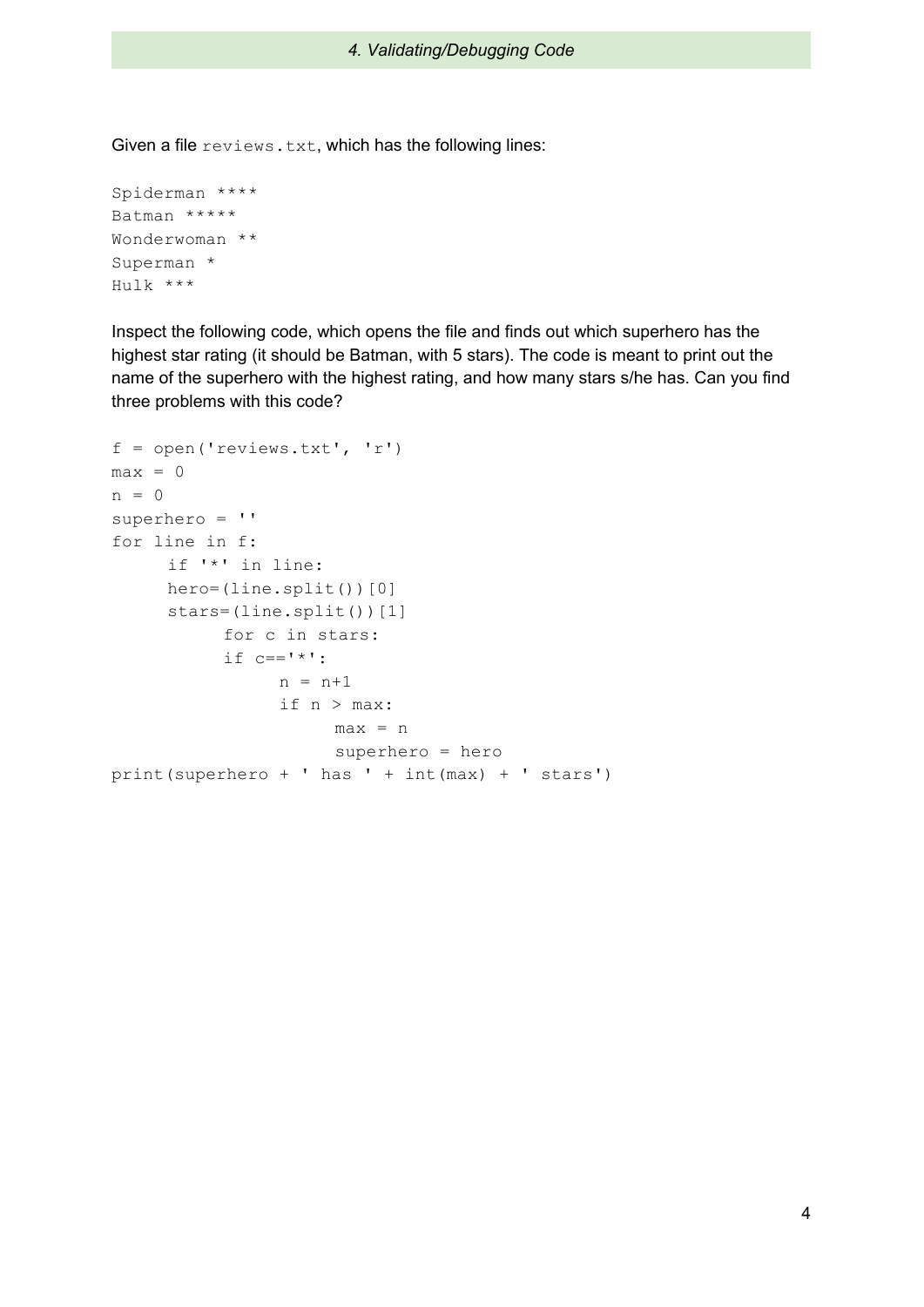### *4. Validating/Debugging Code*

Given a file `reviews.txt`, which has the following lines:

```
Spiderman ****
Batman *****
Wonderwoman **
Superman *
Hulk ***
```

Inspect the following code, which opens the file and finds out which superhero has the highest star rating (it should be Batman, with 5 stars). The code is meant to print out the name of the superhero with the highest rating, and how many stars s/he has. Can you find three problems with this code?

```
f = open('reviews.txt', 'r')
max = 0
n = 0
superhero = ''
for line in f:
     if '*' in line:
     hero=(line.split())[0]
     stars=(line.split())[1]
          for c in stars:
          if c=='*':
               n = n+1
               if n > max:
                    max = n
                    superhero = hero
print(superhero + ' has ' + int(max) + ' stars')
```